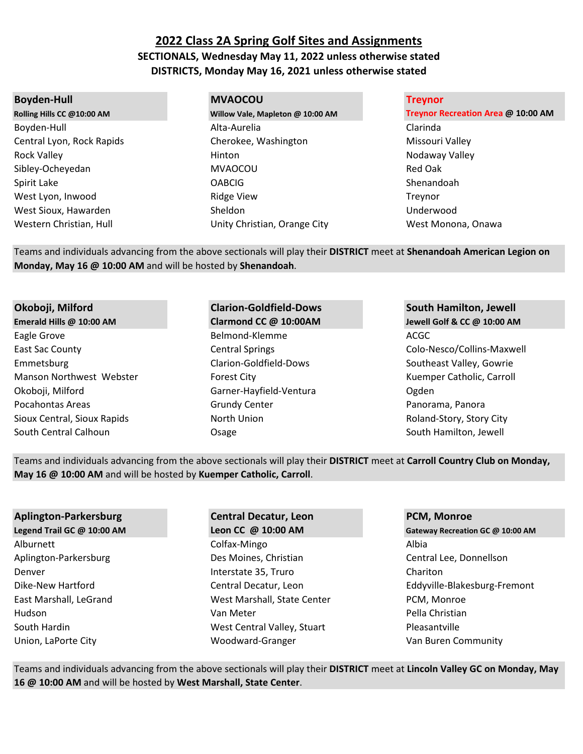# 2022 Class 2A Spring Golf Sites and Assignments

**SECTIONALS, Wednesday May 11, 2022 unless otherwise stated**
**DISTRICTS, Monday May 16, 2021 unless otherwise stated**

| Boyden-Hull | MVAOCOU | Treynor |
|---|---|---|
| **Rolling Hills CC @10:00 AM** | **Willow Vale, Mapleton @ 10:00 AM** | **Treynor Recreation Area @ 10:00 AM** |
| Boyden-Hull | Alta-Aurelia | Clarinda |
| Central Lyon, Rock Rapids | Cherokee, Washington | Missouri Valley |
| Rock Valley | Hinton | Nodaway Valley |
| Sibley-Ocheyedan | MVAOCOU | Red Oak |
| Spirit Lake | OABCIG | Shenandoah |
| West Lyon, Inwood | Ridge View | Treynor |
| West Sioux, Hawarden | Sheldon | Underwood |
| Western Christian, Hull | Unity Christian, Orange City | West Monona, Onawa |

Teams and individuals advancing from the above sectionals will play their **DISTRICT** meet at **Shenandoah American Legion on Monday, May 16 @ 10:00 AM** and will be hosted by **Shenandoah**.

| Okoboji, Milford | Clarion-Goldfield-Dows | South Hamilton, Jewell |
|---|---|---|
| **Emerald Hills @ 10:00 AM** | **Clarmond CC @ 10:00AM** | **Jewell Golf & CC @ 10:00 AM** |
| Eagle Grove | Belmond-Klemme | ACGC |
| East Sac County | Central Springs | Colo-Nesco/Collins-Maxwell |
| Emmetsburg | Clarion-Goldfield-Dows | Southeast Valley, Gowrie |
| Manson Northwest Webster | Forest City | Kuemper Catholic, Carroll |
| Okoboji, Milford | Garner-Hayfield-Ventura | Ogden |
| Pocahontas Areas | Grundy Center | Panorama, Panora |
| Sioux Central, Sioux Rapids | North Union | Roland-Story, Story City |
| South Central Calhoun | Osage | South Hamilton, Jewell |

Teams and individuals advancing from the above sectionals will play their **DISTRICT** meet at **Carroll Country Club on Monday, May 16 @ 10:00 AM** and will be hosted by **Kuemper Catholic, Carroll**.

| Aplington-Parkersburg | Central Decatur, Leon | PCM, Monroe |
|---|---|---|
| **Legend Trail GC @ 10:00 AM** | **Leon CC @ 10:00 AM** | **Gateway Recreation GC @ 10:00 AM** |
| Alburnett | Colfax-Mingo | Albia |
| Aplington-Parkersburg | Des Moines, Christian | Central Lee, Donnellson |
| Denver | Interstate 35, Truro | Chariton |
| Dike-New Hartford | Central Decatur, Leon | Eddyville-Blakesburg-Fremont |
| East Marshall, LeGrand | West Marshall, State Center | PCM, Monroe |
| Hudson | Van Meter | Pella Christian |
| South Hardin | West Central Valley, Stuart | Pleasantville |
| Union, LaPorte City | Woodward-Granger | Van Buren Community |

Teams and individuals advancing from the above sectionals will play their **DISTRICT** meet at **Lincoln Valley GC on Monday, May 16 @ 10:00 AM** and will be hosted by **West Marshall, State Center**.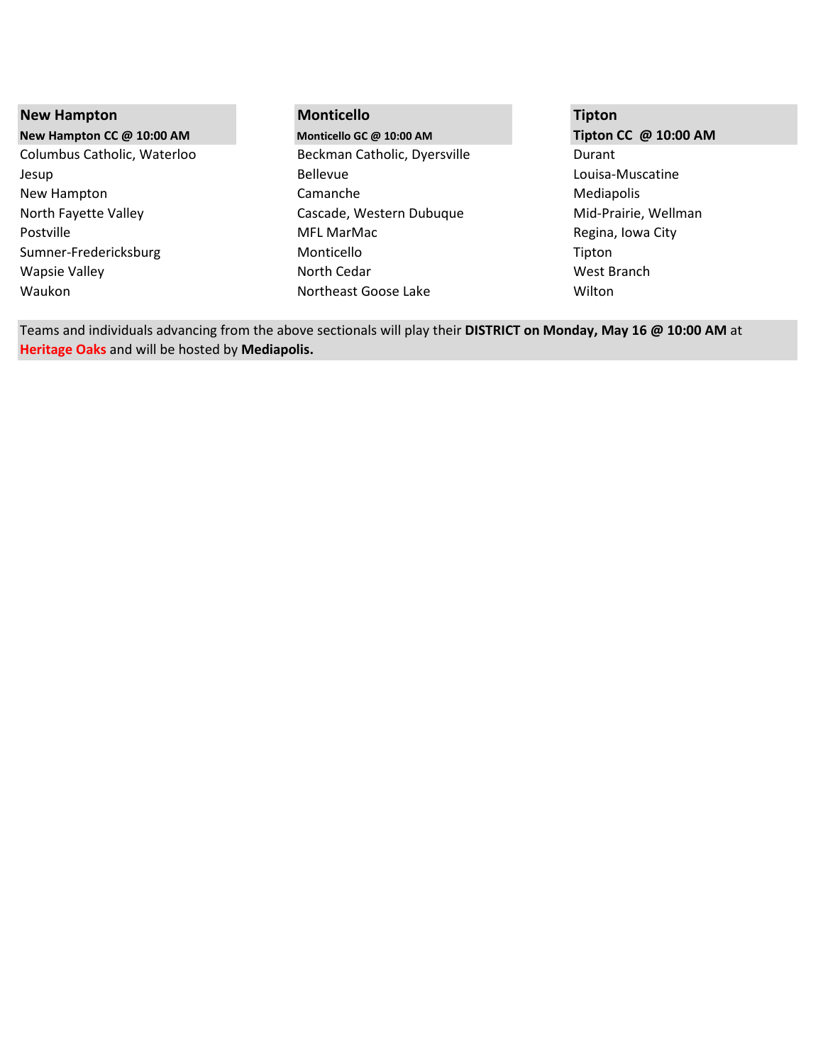| New Hampton | Monticello | Tipton |
| --- | --- | --- |
| **New Hampton CC @ 10:00 AM** | **Monticello GC @ 10:00 AM** | **Tipton CC @ 10:00 AM** |
| Columbus Catholic, Waterloo | Beckman Catholic, Dyersville | Durant |
| Jesup | Bellevue | Louisa-Muscatine |
| New Hampton | Camanche | Mediapolis |
| North Fayette Valley | Cascade, Western Dubuque | Mid-Prairie, Wellman |
| Postville | MFL MarMac | Regina, Iowa City |
| Sumner-Fredericksburg | Monticello | Tipton |
| Wapsie Valley | North Cedar | West Branch |
| Waukon | Northeast Goose Lake | Wilton |

Teams and individuals advancing from the above sectionals will play their **DISTRICT on Monday, May 16 @ 10:00 AM** at **Heritage Oaks** and will be hosted by **Mediapolis.**